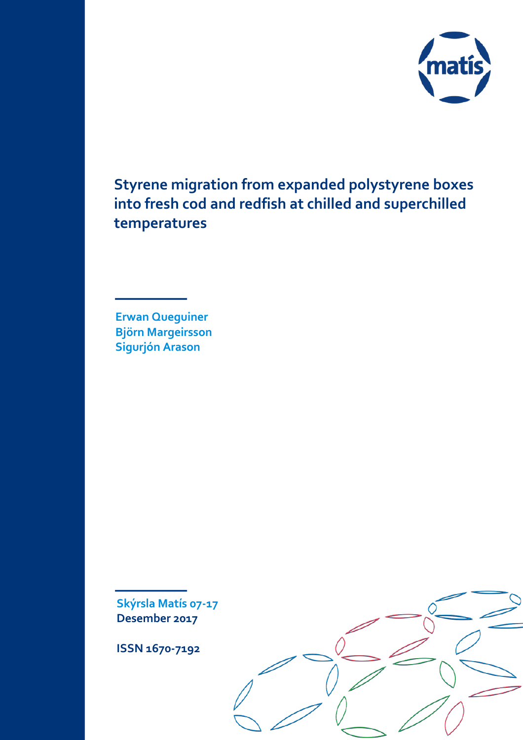# Styrene migration from expanded polystyrene boxes into fresh cod and redfish at chilled and superchilled temperatures

Erwan Queguiner
Björn Margeirsson
Sigurjón Arason

Skýrsla Matís 07-17
**Desember 2017**

**ISSN 1670-7192**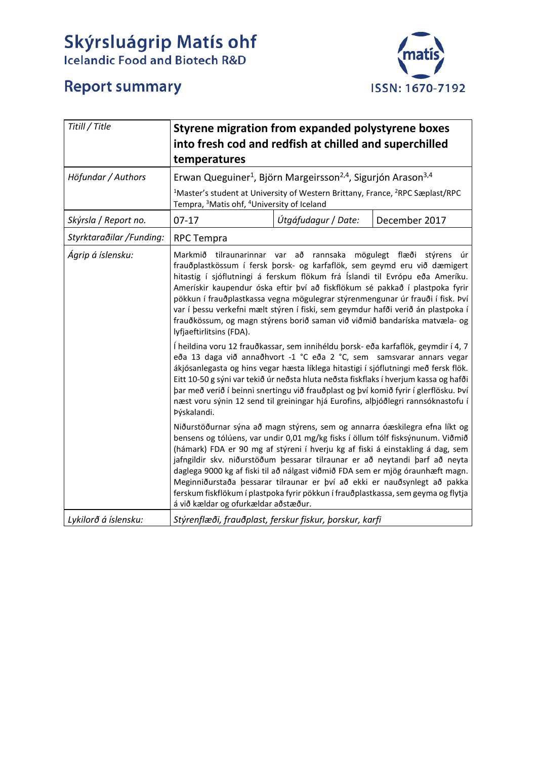# Skýrsluágrip Matís ohf

Icelandic Food and Biotech R&D

## Report summary

ISSN: 1670-7192

| *Titill / Title* | **Styrene migration from expanded polystyrene boxes into fresh cod and redfish at chilled and superchilled temperatures** | | |
|---|---|---|---|
| *Höfundar / Authors* | Erwan Queguiner[1], Björn Margeirsson[2,4], Sigurjón Arason[3,4]<br>[1]Master's student at University of Western Brittany, France, [2]RPC Sæplast/RPC Tempra, [3]Matis ohf, [4]University of Iceland | | |
| *Skýrsla / Report no.* | 07-17 | *Útgáfudagur / Date:* | December 2017 |
| *Styrktaraðilar /Funding:* | RPC Tempra | | |
| *Ágrip á íslensku:* | Markmið tilraunarinnar var að rannsaka mögulegt flæði stýrens úr frauðplastkössum í fersk þorsk- og karfaflök, sem geymd eru við dæmigert hitastig í sjóflutningi á ferskum flökum frá Íslandi til Evrópu eða Ameríku. Amerískir kaupendur óska eftir því að fiskflökum sé pakkað í plastpoka fyrir pökkun í frauðplastkassa vegna mögulegrar stýrenmengunar úr frauði í fisk. Því var í þessu verkefni mælt stýren í fiski, sem geymdur hafði verið án plastpoka í frauðkössum, og magn stýrens borið saman við viðmið bandaríska matvæla- og lyfjaeftirlitsins (FDA).<br><br>Í heildina voru 12 frauðkassar, sem innihéldu þorsk- eða karfaflök, geymdir í 4, 7 eða 13 daga við annaðhvort -1 °C eða 2 °C, sem samsvarar annars vegar ákjósanlegasta og hins vegar hæsta líklega hitastigi í sjóflutningi með fersk flök. Eitt 10-50 g sýni var tekið úr neðsta hluta neðsta fiskflaks í hverjum kassa og hafði þar með verið í beinni snertingu við frauðplast og því komið fyrir í glerflösku. Því næst voru sýnin 12 send til greiningar hjá Eurofins, alþjóðlegri rannsóknastofu í Þýskalandi.<br><br>Niðurstöðurnar sýna að magn stýrens, sem og annarra óæskilegra efna líkt og bensens og tólúens, var undir 0,01 mg/kg fisks í öllum tólf fisksýnunum. Viðmið (hámark) FDA er 90 mg af stýreni í hverju kg af fiski á einstakling á dag, sem jafngildir skv. niðurstöðum þessarar tilraunar er að neytandi þarf að neyta daglega 9000 kg af fiski til að nálgast viðmið FDA sem er mjög óraunhæft magn. Meginniðurstaða þessarar tilraunar er því að ekki er nauðsynlegt að pakka ferskum fiskflökum í plastpoka fyrir pökkun í frauðplastkassa, sem geyma og flytja á við kældar og ofurkældar aðstæður. | | |
| *Lykilorð á íslensku:* | *Stýrenflæði, frauðplast, ferskur fiskur, þorskur, karfi* | | |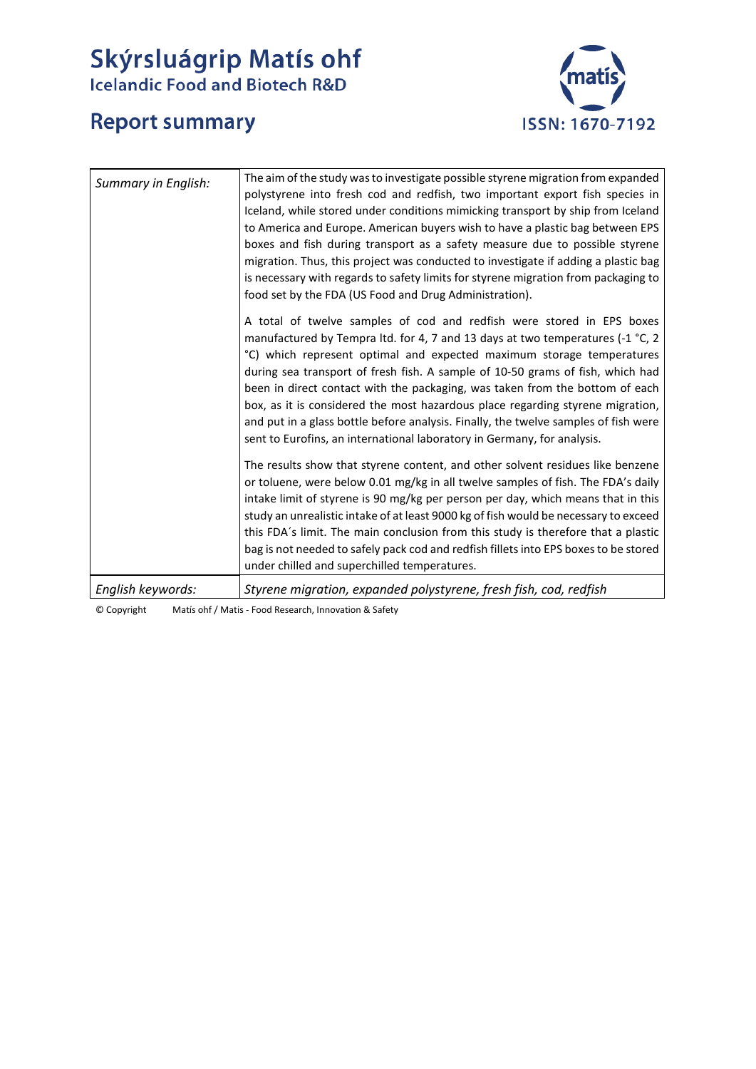# Skýrsluágrip Matís ohf
Icelandic Food and Biotech R&D

## Report summary

ISSN: 1670-7192

| *Summary in English:* | The aim of the study was to investigate possible styrene migration from expanded polystyrene into fresh cod and redfish, two important export fish species in Iceland, while stored under conditions mimicking transport by ship from Iceland to America and Europe. American buyers wish to have a plastic bag between EPS boxes and fish during transport as a safety measure due to possible styrene migration. Thus, this project was conducted to investigate if adding a plastic bag is necessary with regards to safety limits for styrene migration from packaging to food set by the FDA (US Food and Drug Administration).<br><br>A total of twelve samples of cod and redfish were stored in EPS boxes manufactured by Tempra ltd. for 4, 7 and 13 days at two temperatures (-1 °C, 2 °C) which represent optimal and expected maximum storage temperatures during sea transport of fresh fish. A sample of 10-50 grams of fish, which had been in direct contact with the packaging, was taken from the bottom of each box, as it is considered the most hazardous place regarding styrene migration, and put in a glass bottle before analysis. Finally, the twelve samples of fish were sent to Eurofins, an international laboratory in Germany, for analysis.<br><br>The results show that styrene content, and other solvent residues like benzene or toluene, were below 0.01 mg/kg in all twelve samples of fish. The FDA's daily intake limit of styrene is 90 mg/kg per person per day, which means that in this study an unrealistic intake of at least 9000 kg of fish would be necessary to exceed this FDA´s limit. The main conclusion from this study is therefore that a plastic bag is not needed to safely pack cod and redfish fillets into EPS boxes to be stored under chilled and superchilled temperatures. |
|---|---|
| *English keywords:* | *Styrene migration, expanded polystyrene, fresh fish, cod, redfish* |

© Copyright Matís ohf / Matis - Food Research, Innovation & Safety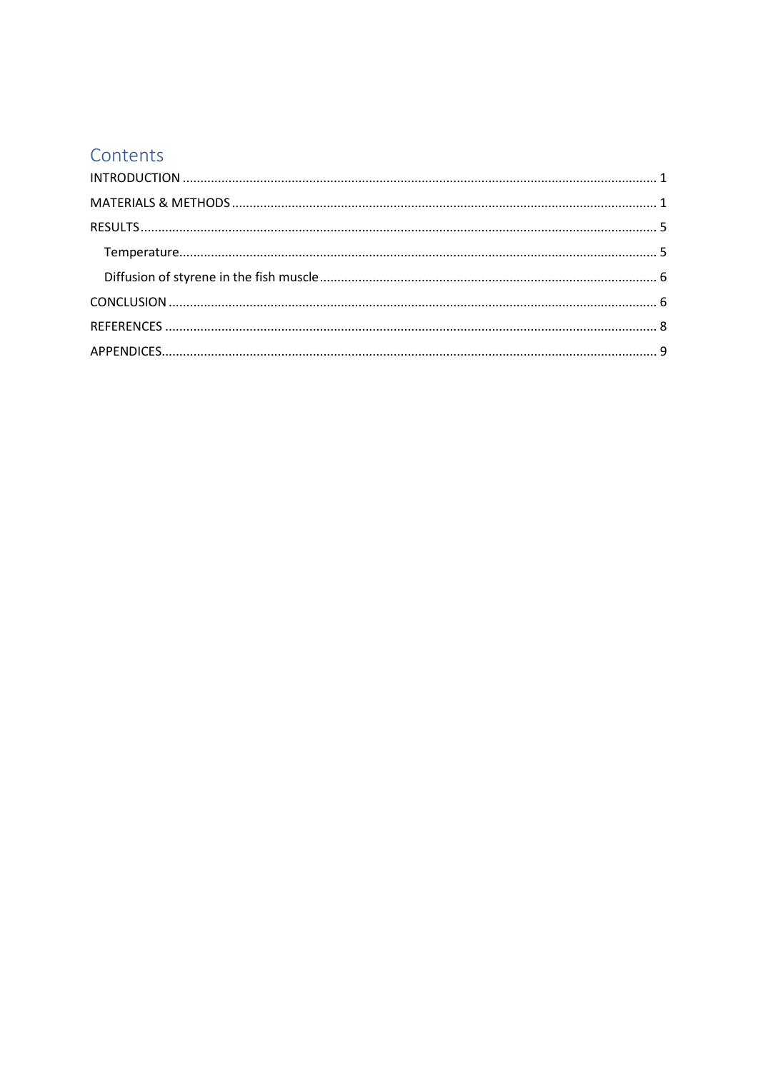# Contents

INTRODUCTION ........................................................................................................................... 1

MATERIALS & METHODS ............................................................................................................ 1

RESULTS ...................................................................................................................................... 5

- Temperature ............................................................................................................................. 5
- Diffusion of styrene in the fish muscle ..................................................................................... 6

CONCLUSION ............................................................................................................................... 6

REFERENCES ................................................................................................................................ 8

APPENDICES ................................................................................................................................. 9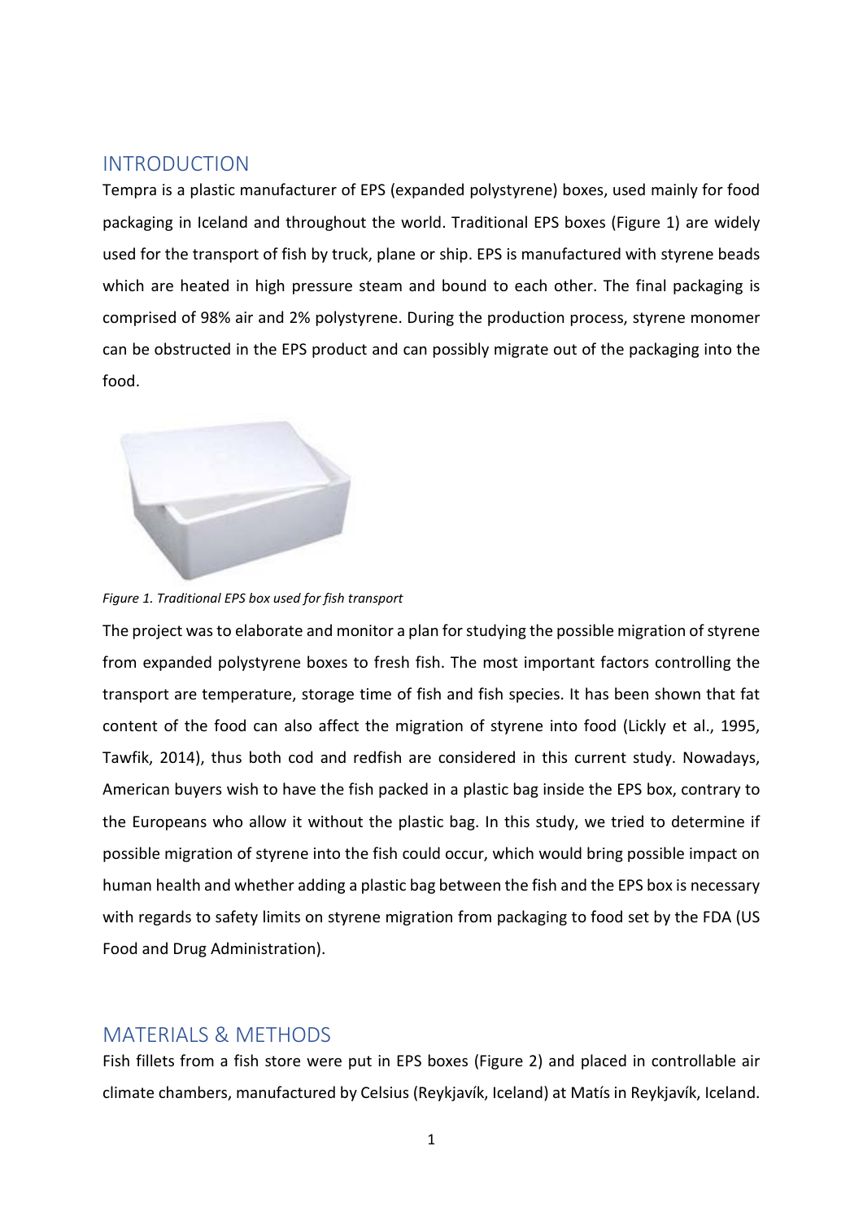## INTRODUCTION

Tempra is a plastic manufacturer of EPS (expanded polystyrene) boxes, used mainly for food packaging in Iceland and throughout the world. Traditional EPS boxes (Figure 1) are widely used for the transport of fish by truck, plane or ship. EPS is manufactured with styrene beads which are heated in high pressure steam and bound to each other. The final packaging is comprised of 98% air and 2% polystyrene. During the production process, styrene monomer can be obstructed in the EPS product and can possibly migrate out of the packaging into the food.

*Figure 1. Traditional EPS box used for fish transport*

The project was to elaborate and monitor a plan for studying the possible migration of styrene from expanded polystyrene boxes to fresh fish. The most important factors controlling the transport are temperature, storage time of fish and fish species. It has been shown that fat content of the food can also affect the migration of styrene into food (Lickly et al., 1995, Tawfik, 2014), thus both cod and redfish are considered in this current study. Nowadays, American buyers wish to have the fish packed in a plastic bag inside the EPS box, contrary to the Europeans who allow it without the plastic bag. In this study, we tried to determine if possible migration of styrene into the fish could occur, which would bring possible impact on human health and whether adding a plastic bag between the fish and the EPS box is necessary with regards to safety limits on styrene migration from packaging to food set by the FDA (US Food and Drug Administration).

## MATERIALS & METHODS

Fish fillets from a fish store were put in EPS boxes (Figure 2) and placed in controllable air climate chambers, manufactured by Celsius (Reykjavík, Iceland) at Matís in Reykjavík, Iceland.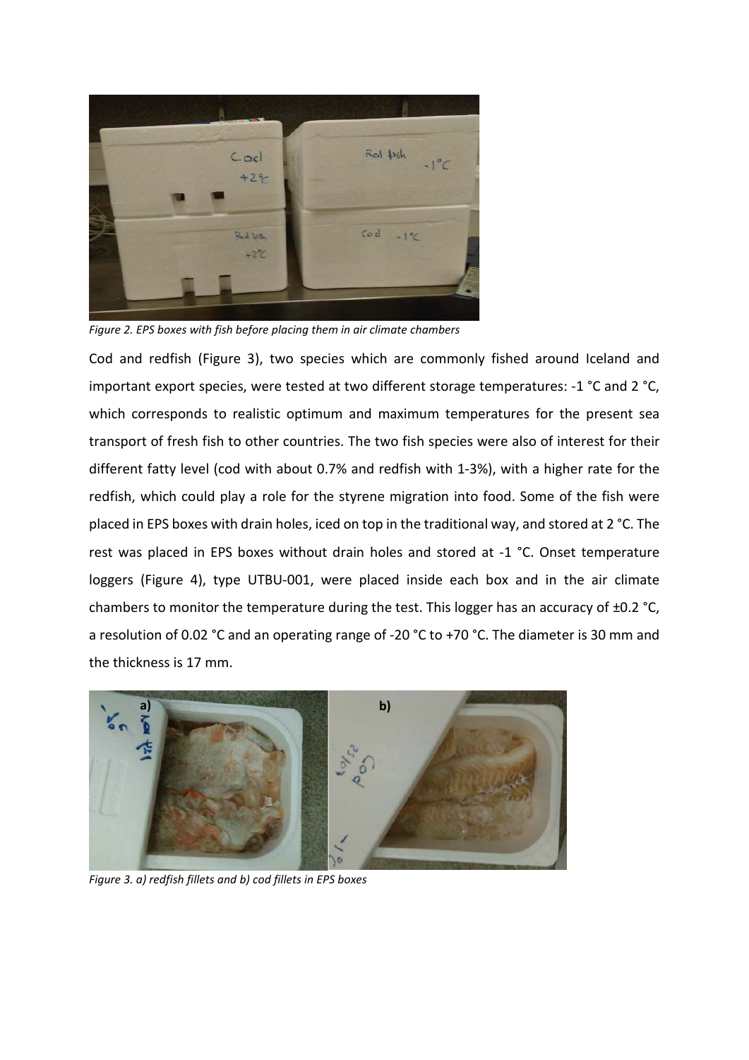*Figure 2. EPS boxes with fish before placing them in air climate chambers*

Cod and redfish (Figure 3), two species which are commonly fished around Iceland and important export species, were tested at two different storage temperatures: -1 °C and 2 °C, which corresponds to realistic optimum and maximum temperatures for the present sea transport of fresh fish to other countries. The two fish species were also of interest for their different fatty level (cod with about 0.7% and redfish with 1-3%), with a higher rate for the redfish, which could play a role for the styrene migration into food. Some of the fish were placed in EPS boxes with drain holes, iced on top in the traditional way, and stored at 2 °C. The rest was placed in EPS boxes without drain holes and stored at -1 °C. Onset temperature loggers (Figure 4), type UTBU-001, were placed inside each box and in the air climate chambers to monitor the temperature during the test. This logger has an accuracy of ±0.2 °C, a resolution of 0.02 °C and an operating range of -20 °C to +70 °C. The diameter is 30 mm and the thickness is 17 mm.

*Figure 3. a) redfish fillets and b) cod fillets in EPS boxes*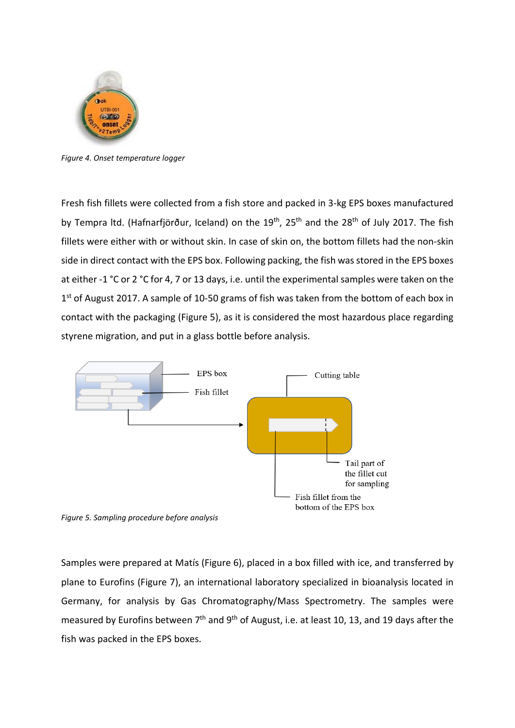*Figure 4. Onset temperature logger*

Fresh fish fillets were collected from a fish store and packed in 3-kg EPS boxes manufactured by Tempra ltd. (Hafnarfjörður, Iceland) on the 19th, 25th and the 28th of July 2017. The fish fillets were either with or without skin. In case of skin on, the bottom fillets had the non-skin side in direct contact with the EPS box. Following packing, the fish was stored in the EPS boxes at either -1 °C or 2 °C for 4, 7 or 13 days, i.e. until the experimental samples were taken on the 1st of August 2017. A sample of 10-50 grams of fish was taken from the bottom of each box in contact with the packaging (Figure 5), as it is considered the most hazardous place regarding styrene migration, and put in a glass bottle before analysis.

*Figure 5. Sampling procedure before analysis*

Samples were prepared at Matís (Figure 6), placed in a box filled with ice, and transferred by plane to Eurofins (Figure 7), an international laboratory specialized in bioanalysis located in Germany, for analysis by Gas Chromatography/Mass Spectrometry. The samples were measured by Eurofins between 7th and 9th of August, i.e. at least 10, 13, and 19 days after the fish was packed in the EPS boxes.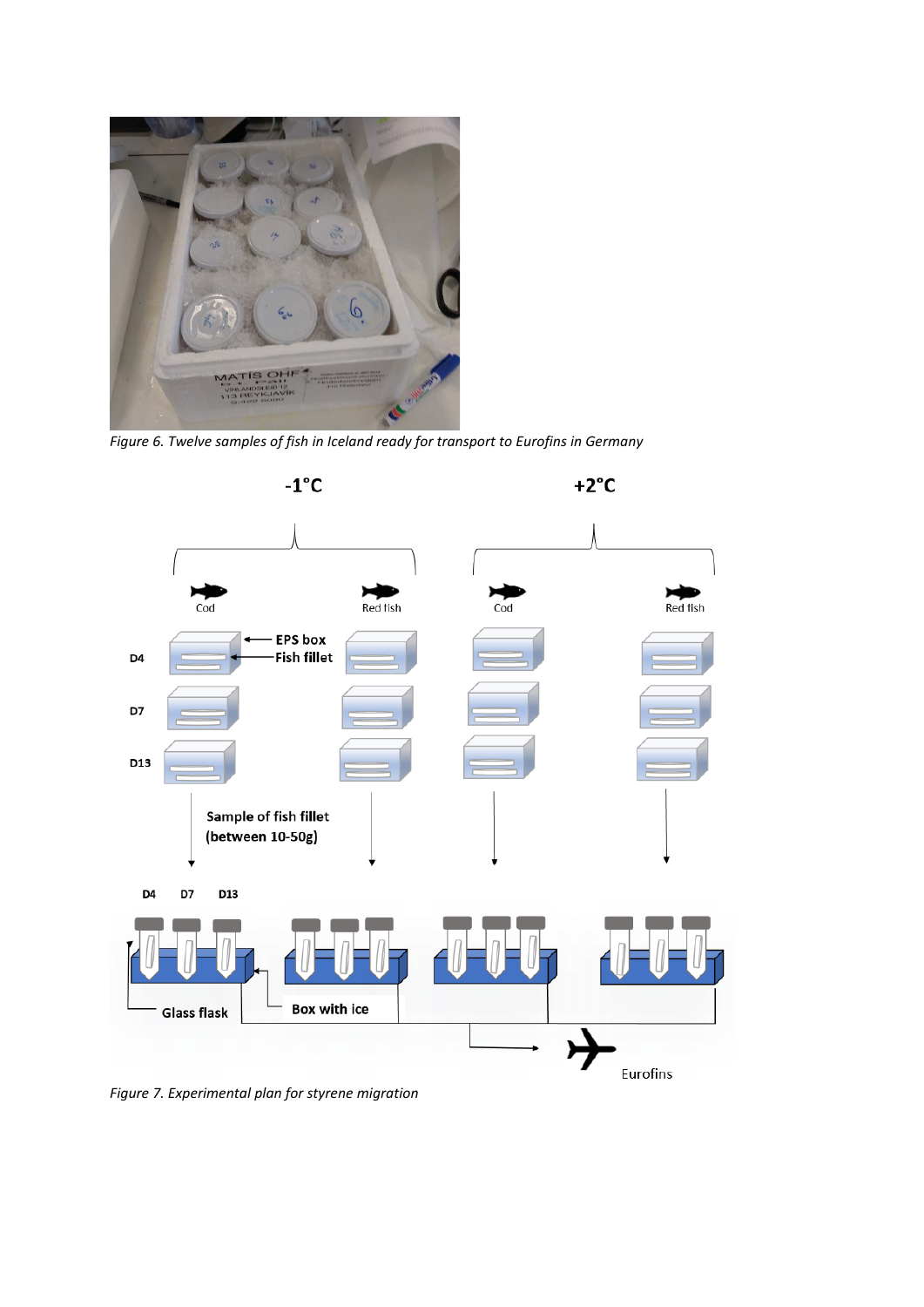*Figure 6. Twelve samples of fish in Iceland ready for transport to Eurofins in Germany*

*Figure 7. Experimental plan for styrene migration*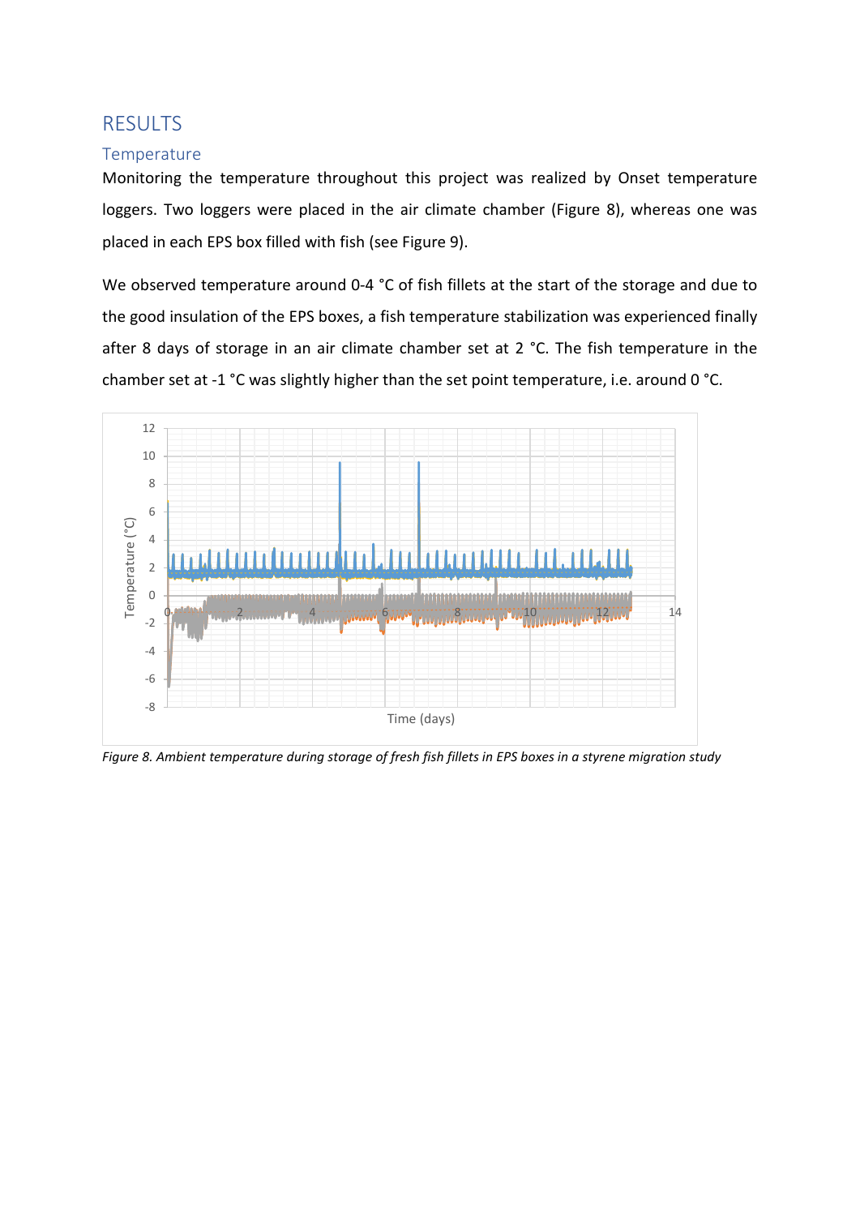# RESULTS

## Temperature

Monitoring the temperature throughout this project was realized by Onset temperature loggers. Two loggers were placed in the air climate chamber (Figure 8), whereas one was placed in each EPS box filled with fish (see Figure 9).

We observed temperature around 0-4 °C of fish fillets at the start of the storage and due to the good insulation of the EPS boxes, a fish temperature stabilization was experienced finally after 8 days of storage in an air climate chamber set at 2 °C. The fish temperature in the chamber set at -1 °C was slightly higher than the set point temperature, i.e. around 0 °C.

*Figure 8. Ambient temperature during storage of fresh fish fillets in EPS boxes in a styrene migration study*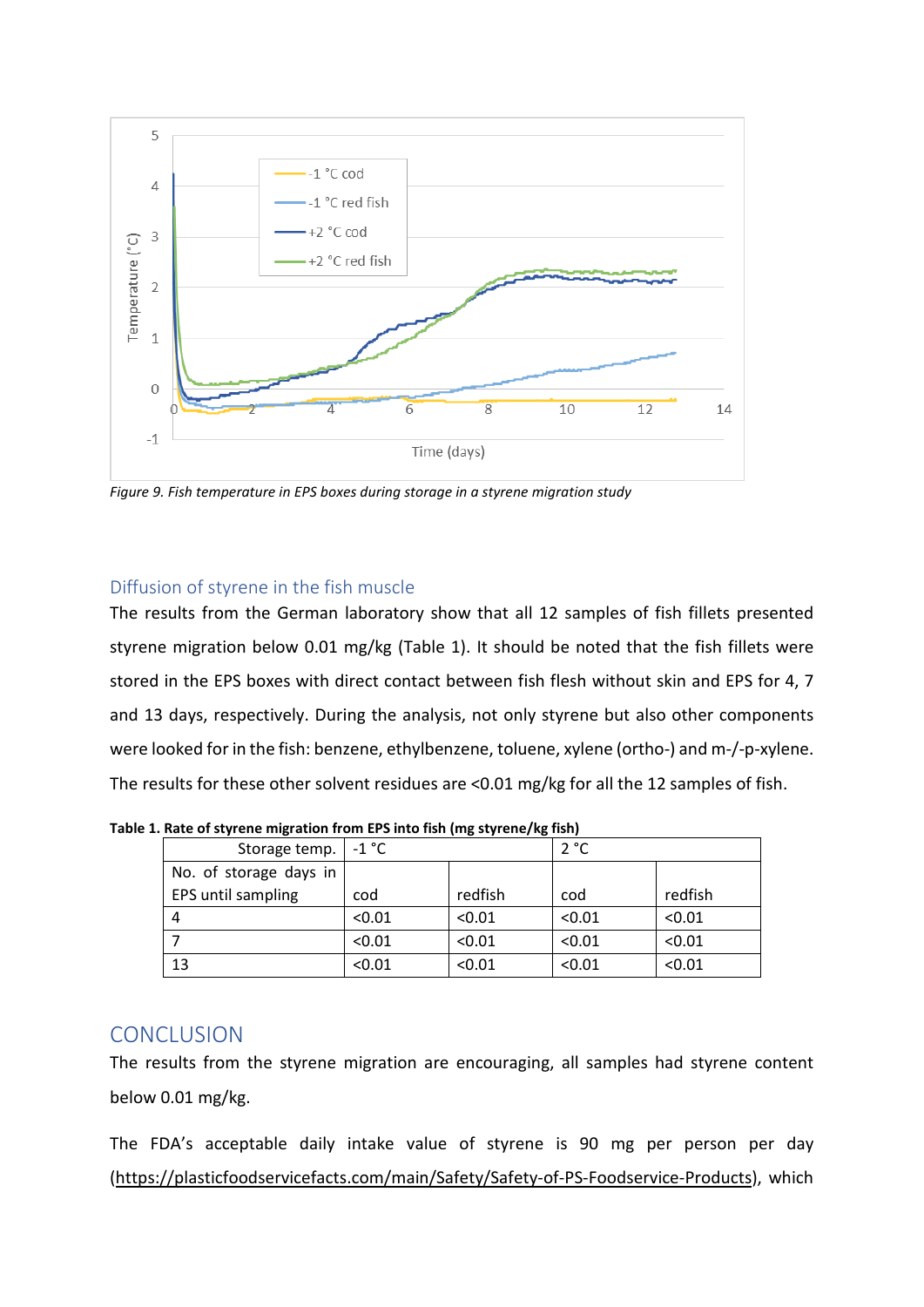*Figure 9. Fish temperature in EPS boxes during storage in a styrene migration study*

## Diffusion of styrene in the fish muscle

The results from the German laboratory show that all 12 samples of fish fillets presented styrene migration below 0.01 mg/kg (Table 1). It should be noted that the fish fillets were stored in the EPS boxes with direct contact between fish flesh without skin and EPS for 4, 7 and 13 days, respectively. During the analysis, not only styrene but also other components were looked for in the fish: benzene, ethylbenzene, toluene, xylene (ortho-) and m-/-p-xylene. The results for these other solvent residues are <0.01 mg/kg for all the 12 samples of fish.

**Table 1. Rate of styrene migration from EPS into fish (mg styrene/kg fish)**

| Storage temp. | -1 °C | | 2 °C | |
|---|---|---|---|---|
| No. of storage days in EPS until sampling | cod | redfish | cod | redfish |
| 4 | <0.01 | <0.01 | <0.01 | <0.01 |
| 7 | <0.01 | <0.01 | <0.01 | <0.01 |
| 13 | <0.01 | <0.01 | <0.01 | <0.01 |

## CONCLUSION

The results from the styrene migration are encouraging, all samples had styrene content below 0.01 mg/kg.

The FDA's acceptable daily intake value of styrene is 90 mg per person per day (https://plasticfoodservicefacts.com/main/Safety/Safety-of-PS-Foodservice-Products), which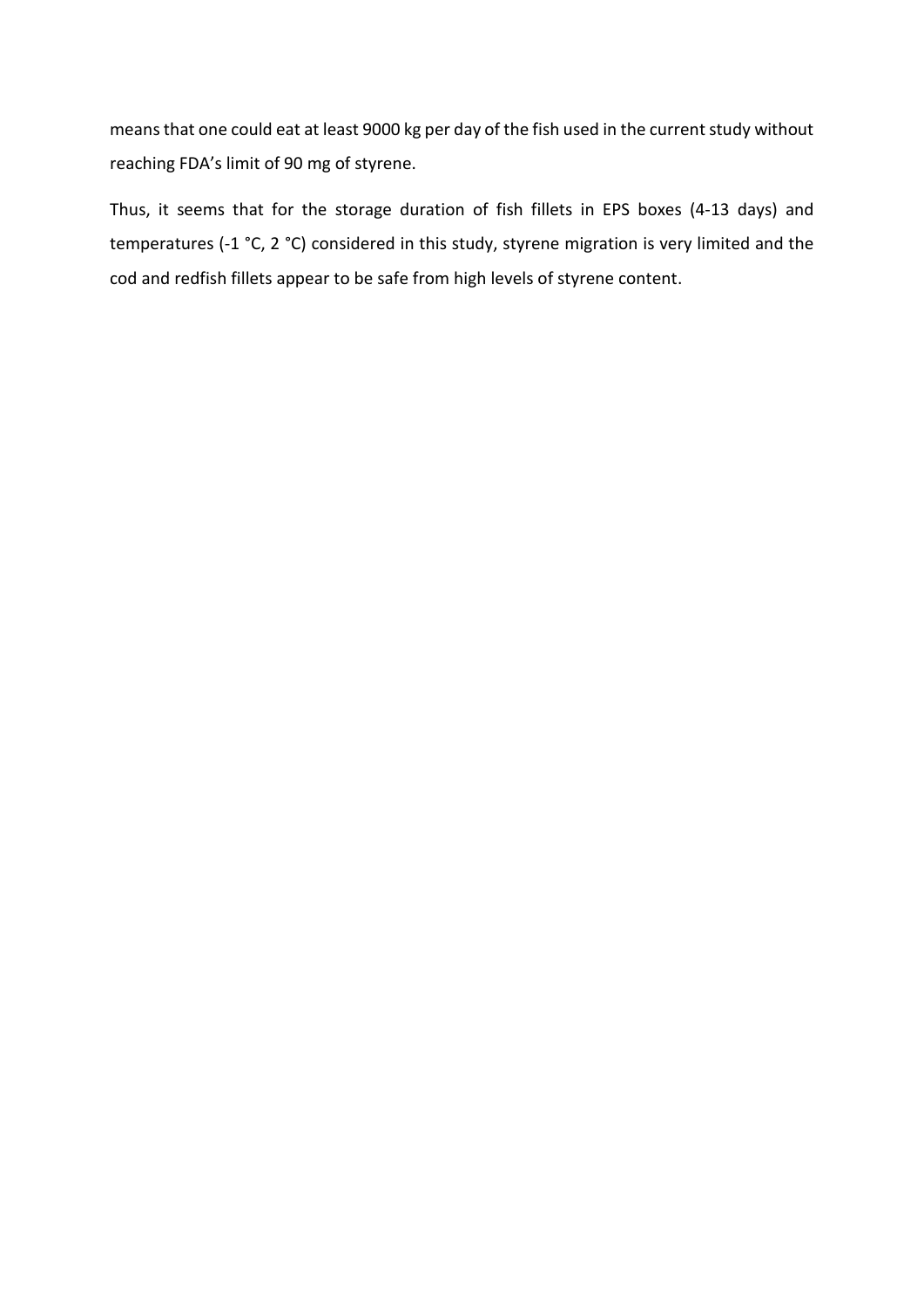means that one could eat at least 9000 kg per day of the fish used in the current study without reaching FDA's limit of 90 mg of styrene.

Thus, it seems that for the storage duration of fish fillets in EPS boxes (4-13 days) and temperatures (-1 °C, 2 °C) considered in this study, styrene migration is very limited and the cod and redfish fillets appear to be safe from high levels of styrene content.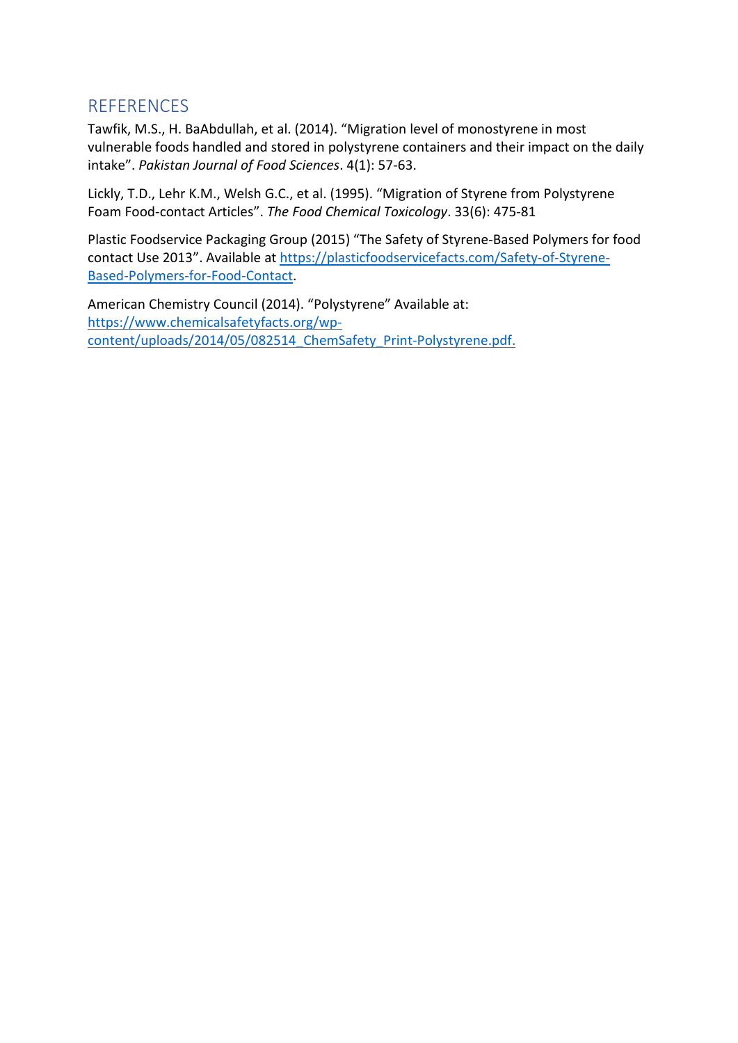## REFERENCES

Tawfik, M.S., H. BaAbdullah, et al. (2014). “Migration level of monostyrene in most vulnerable foods handled and stored in polystyrene containers and their impact on the daily intake”. *Pakistan Journal of Food Sciences*. 4(1): 57-63.

Lickly, T.D., Lehr K.M., Welsh G.C., et al. (1995). “Migration of Styrene from Polystyrene Foam Food-contact Articles”. *The Food Chemical Toxicology*. 33(6): 475-81

Plastic Foodservice Packaging Group (2015) “The Safety of Styrene-Based Polymers for food contact Use 2013”. Available at [https://plasticfoodservicefacts.com/Safety-of-Styrene-Based-Polymers-for-Food-Contact](https://plasticfoodservicefacts.com/Safety-of-Styrene-Based-Polymers-for-Food-Contact).

American Chemistry Council (2014). “Polystyrene” Available at: [https://www.chemicalsafetyfacts.org/wp-content/uploads/2014/05/082514_ChemSafety_Print-Polystyrene.pdf.](https://www.chemicalsafetyfacts.org/wp-content/uploads/2014/05/082514_ChemSafety_Print-Polystyrene.pdf)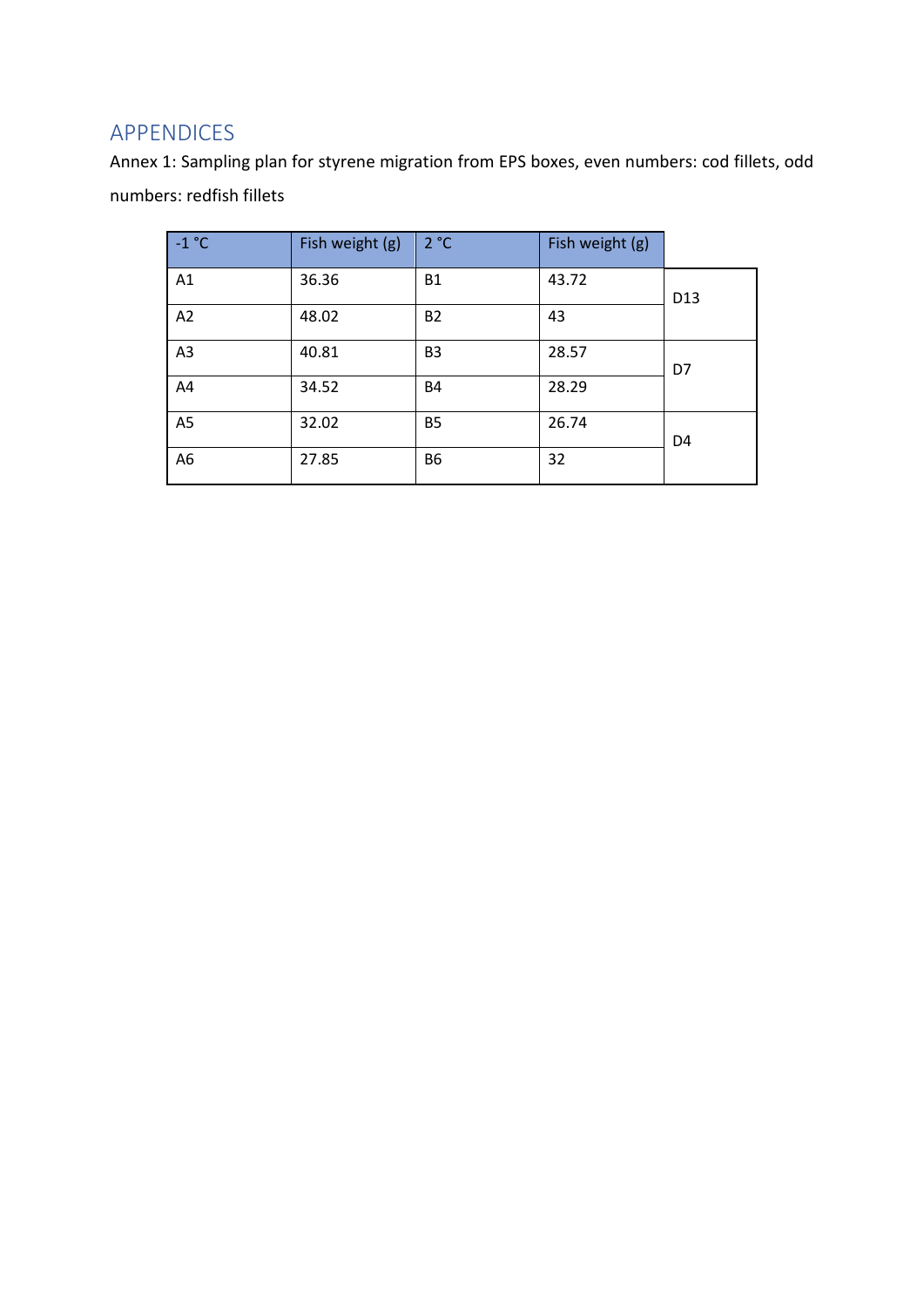# APPENDICES

Annex 1: Sampling plan for styrene migration from EPS boxes, even numbers: cod fillets, odd numbers: redfish fillets

| -1 °C | Fish weight (g) | 2 °C | Fish weight (g) | |
|---|---|---|---|---|
| A1 | 36.36 | B1 | 43.72 | D13 |
| A2 | 48.02 | B2 | 43 | |
| A3 | 40.81 | B3 | 28.57 | D7 |
| A4 | 34.52 | B4 | 28.29 | |
| A5 | 32.02 | B5 | 26.74 | D4 |
| A6 | 27.85 | B6 | 32 | |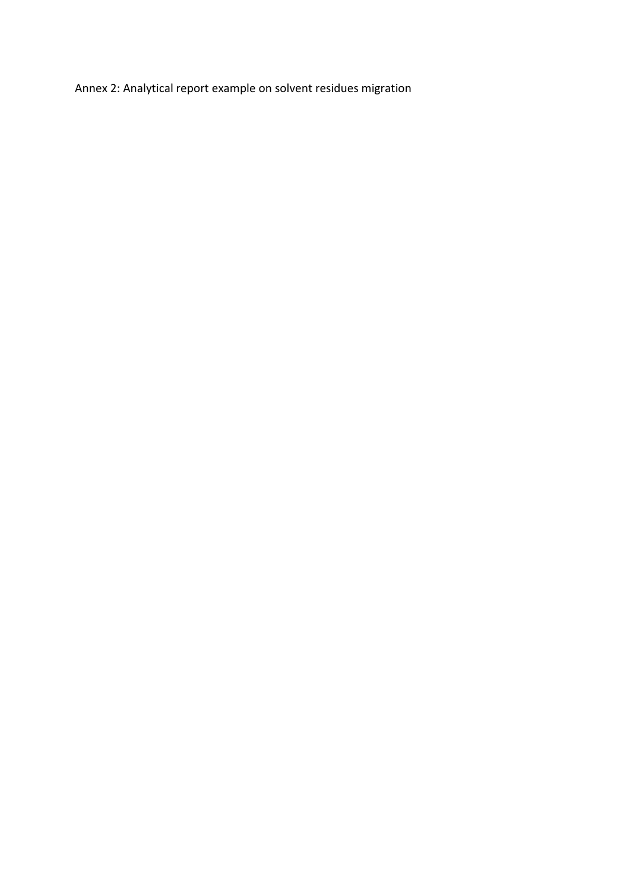Annex 2: Analytical report example on solvent residues migration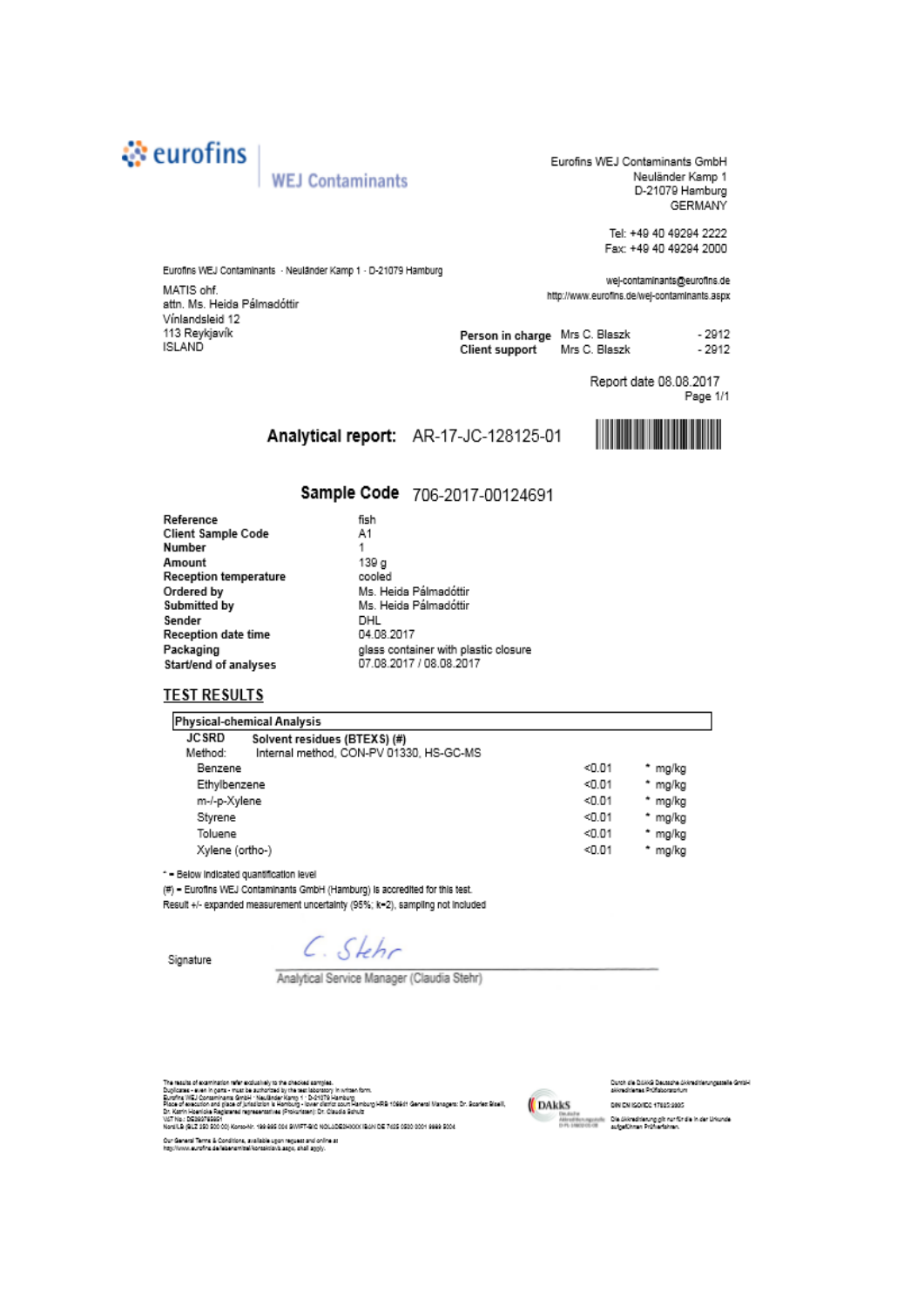eurofins | WEJ Contaminants

Eurofins WEJ Contaminants GmbH
Neuländer Kamp 1
D-21079 Hamburg
GERMANY

Tel: +49 40 49294 2222
Fax: +49 40 49294 2000

wej-contaminants@eurofins.de
http://www.eurofins.de/wej-contaminants.aspx

Eurofins WEJ Contaminants · Neuländer Kamp 1 · D-21079 Hamburg

MATIS ohf.
attn. Ms. Heida Pálmadóttir
Vínlandsleid 12
113 Reykjavík
ISLAND

**Person in charge** Mrs C. Blaszk - 2912
**Client support** Mrs C. Blaszk - 2912

Report date 08.08.2017
Page 1/1

## Analytical report: AR-17-JC-128125-01

### Sample Code 706-2017-00124691

| | |
|---|---|
| **Reference** | fish |
| **Client Sample Code** | A1 |
| **Number** | 1 |
| **Amount** | 139 g |
| **Reception temperature** | cooled |
| **Ordered by** | Ms. Heida Pálmadóttir |
| **Submitted by** | Ms. Heida Pálmadóttir |
| **Sender** | DHL |
| **Reception date time** | 04.08.2017 |
| **Packaging** | glass container with plastic closure |
| **Start/end of analyses** | 07.08.2017 / 08.08.2017 |

## TEST RESULTS

**Physical-chemical Analysis**

**JCSRD** **Solvent residues (BTEXS) (#)**
Method: Internal method, CON-PV 01330, HS-GC-MS

| | | | |
|---|---|---|---|
| Benzene | <0.01 | * | mg/kg |
| Ethylbenzene | <0.01 | * | mg/kg |
| m-/-p-Xylene | <0.01 | * | mg/kg |
| Styrene | <0.01 | * | mg/kg |
| Toluene | <0.01 | * | mg/kg |
| Xylene (ortho-) | <0.01 | * | mg/kg |

* = Below indicated quantification level
(#) = Eurofins WEJ Contaminants GmbH (Hamburg) is accredited for this test.
Result +/- expanded measurement uncertainty (95%; k=2), sampling not included

Signature C. Stehr
Analytical Service Manager (Claudia Stehr)

The results of examination refer exclusively to the checked samples.
Duplicates - even in parts - must be authorized by the test laboratory in written form.
Eurofins WEJ Contaminants GmbH · Neuländer Kamp 1 · D-21079 Hamburg
Place of execution and place of jurisdiction is Hamburg · lower district court Hamburg HRB 106641 General Managers: Dr. Scarlett Biselli, Dr. Katrin Hoenicke Registered representatives (Prokuristen): Dr. Claudia Schulz
VAT No.: DE269766991
Nord/LB (BLZ 250 500 00) Konto-Nr. 199 995 004 SWIFT-BIC NOLADE2HXXX IBAN DE 7425 0500 0001 9999 5004

Our General Terms & Conditions, available upon request and online at http://www.eurofins.de/lebensmittel/kontakt/agb.aspx, shall apply.

DAkkS Deutsche Akkreditierungsstelle D-PL-19635-01-00

Durch die DAkkS Deutsche Akkreditierungsstelle GmbH akkreditiertes Prüflaboratorium
DIN EN ISO/IEC 17025:2005
Die Akkreditierung gilt nur für die in der Urkunde aufgeführten Prüfverfahren.